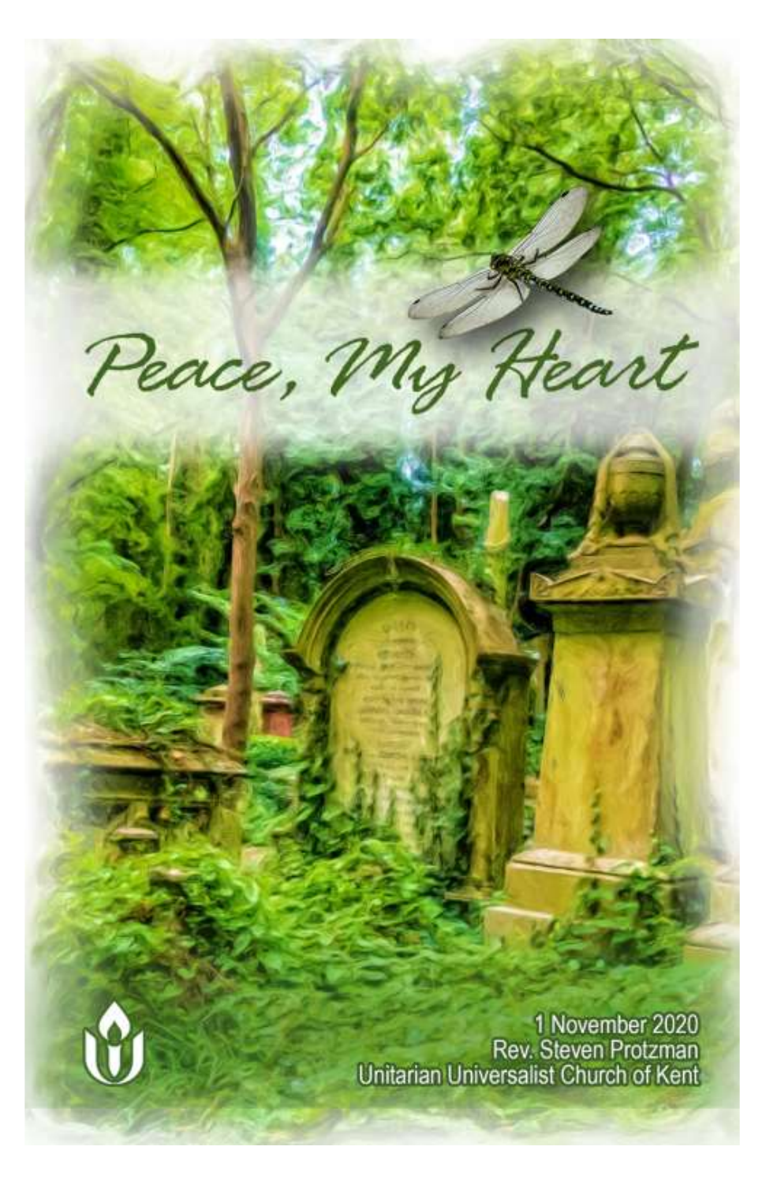# Peace, My Heart

1 November 2020
Rev. Steven Protzman
Unitarian Universalist Church of Kent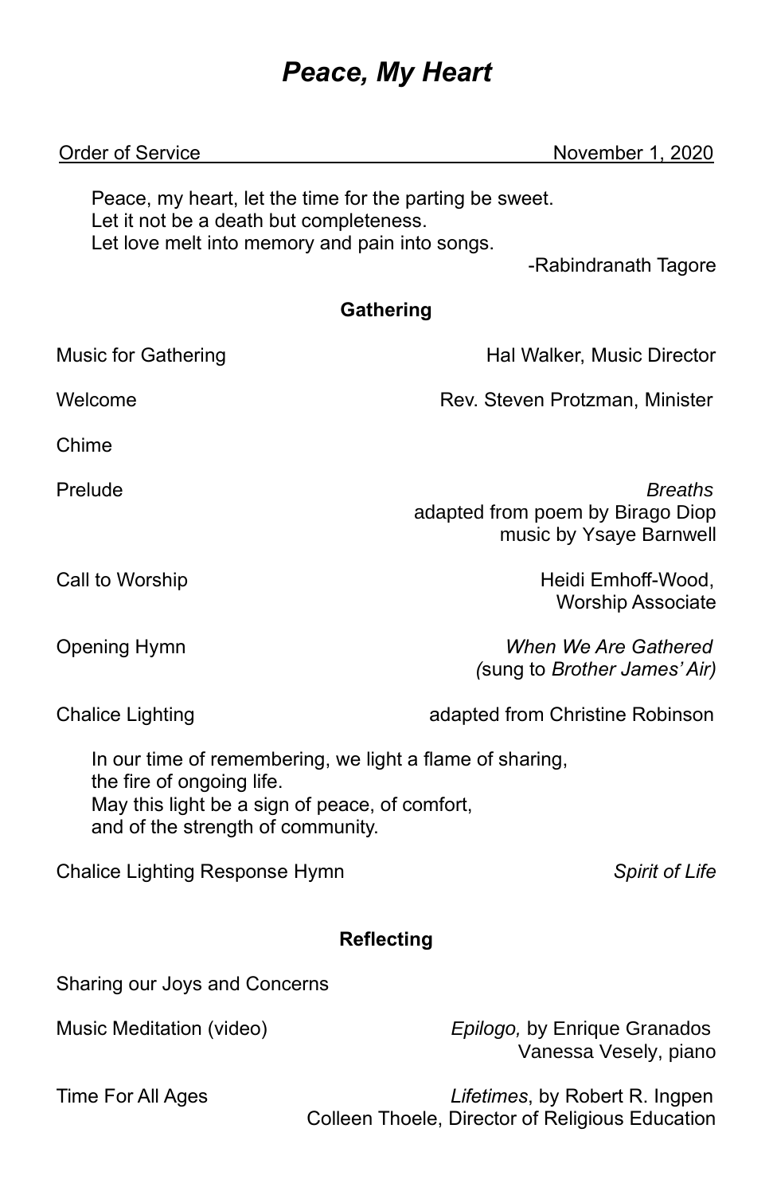# *Peace, My Heart*

Order of Service November 1, 2020

> Peace, my heart, let the time for the parting be sweet.
> Let it not be a death but completeness.
> Let love melt into memory and pain into songs.
>
> -Rabindranath Tagore

### Gathering

Music for Gathering — Hal Walker, Music Director

Welcome — Rev. Steven Protzman, Minister

Chime

Prelude — *Breaths*
adapted from poem by Birago Diop
music by Ysaye Barnwell

Call to Worship — Heidi Emhoff-Wood, Worship Associate

Opening Hymn — *When We Are Gathered*
*(*sung to *Brother James' Air)*

Chalice Lighting — adapted from Christine Robinson

> In our time of remembering, we light a flame of sharing,
> the fire of ongoing life.
> May this light be a sign of peace, of comfort,
> and of the strength of community.

Chalice Lighting Response Hymn — *Spirit of Life*

### Reflecting

Sharing our Joys and Concerns

Music Meditation (video) — *Epilogo,* by Enrique Granados
Vanessa Vesely, piano

Time For All Ages — *Lifetimes*, by Robert R. Ingpen
Colleen Thoele, Director of Religious Education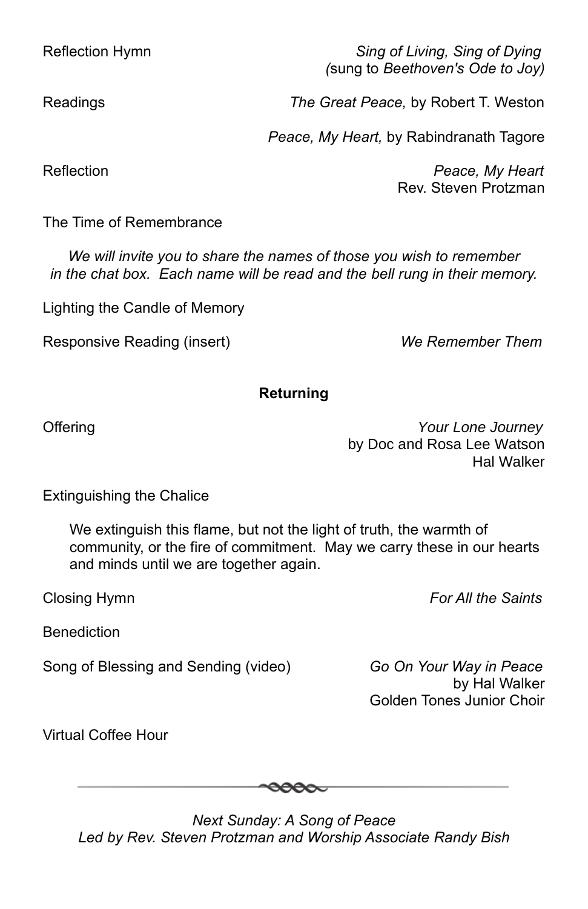Reflection Hymn *Sing of Living, Sing of Dying* *(*sung to *Beethoven's Ode to Joy)*

Readings *The Great Peace,* by Robert T. Weston

*Peace, My Heart,* by Rabindranath Tagore

Reflection *Peace, My Heart*
Rev. Steven Protzman

The Time of Remembrance

*We will invite you to share the names of those you wish to remember in the chat box. Each name will be read and the bell rung in their memory.*

Lighting the Candle of Memory

Responsive Reading (insert) *We Remember Them*

**Returning**

Offering *Your Lone Journey*
by Doc and Rosa Lee Watson
Hal Walker

Extinguishing the Chalice

We extinguish this flame, but not the light of truth, the warmth of community, or the fire of commitment. May we carry these in our hearts and minds until we are together again.

Closing Hymn *For All the Saints*

Benediction

Song of Blessing and Sending (video) *Go On Your Way in Peace*
by Hal Walker
Golden Tones Junior Choir

Virtual Coffee Hour

---

*Next Sunday: A Song of Peace*
*Led by Rev. Steven Protzman and Worship Associate Randy Bish*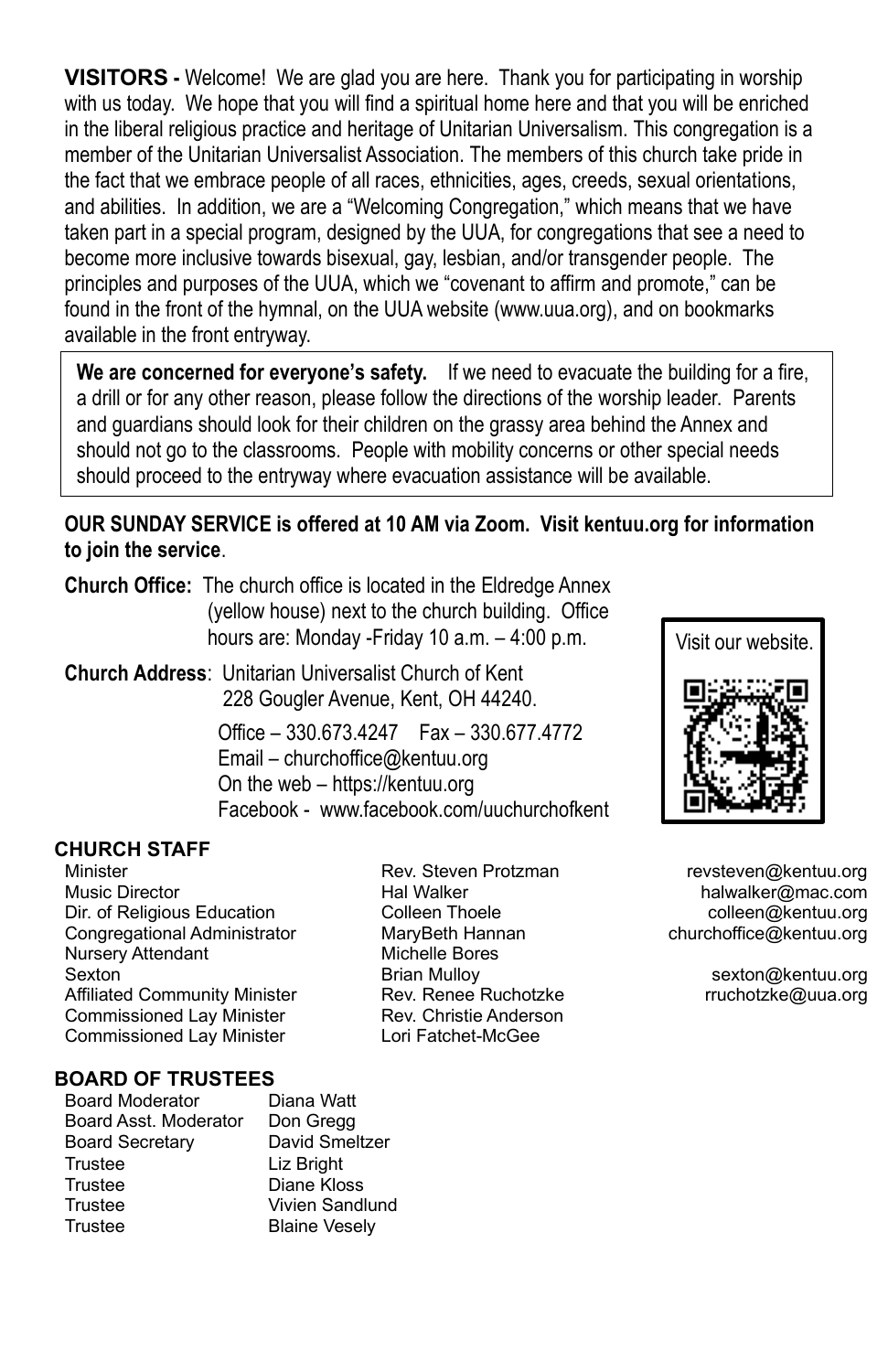**VISITORS -** Welcome! We are glad you are here. Thank you for participating in worship with us today. We hope that you will find a spiritual home here and that you will be enriched in the liberal religious practice and heritage of Unitarian Universalism. This congregation is a member of the Unitarian Universalist Association. The members of this church take pride in the fact that we embrace people of all races, ethnicities, ages, creeds, sexual orientations, and abilities. In addition, we are a "Welcoming Congregation," which means that we have taken part in a special program, designed by the UUA, for congregations that see a need to become more inclusive towards bisexual, gay, lesbian, and/or transgender people. The principles and purposes of the UUA, which we "covenant to affirm and promote," can be found in the front of the hymnal, on the UUA website (www.uua.org), and on bookmarks available in the front entryway.

**We are concerned for everyone's safety.** If we need to evacuate the building for a fire, a drill or for any other reason, please follow the directions of the worship leader. Parents and guardians should look for their children on the grassy area behind the Annex and should not go to the classrooms. People with mobility concerns or other special needs should proceed to the entryway where evacuation assistance will be available.

**OUR SUNDAY SERVICE is offered at 10 AM via Zoom. Visit kentuu.org for information to join the service**.

**Church Office:** The church office is located in the Eldredge Annex (yellow house) next to the church building. Office hours are: Monday -Friday 10 a.m. – 4:00 p.m.

**Church Address**: Unitarian Universalist Church of Kent
228 Gougler Avenue, Kent, OH 44240.

Office – 330.673.4247 Fax – 330.677.4772
Email – churchoffice@kentuu.org
On the web – https://kentuu.org
Facebook - www.facebook.com/uuchurchofkent

Visit our website.

## CHURCH STAFF

| | | |
|---|---|---|
| Minister | Rev. Steven Protzman | revsteven@kentuu.org |
| Music Director | Hal Walker | halwalker@mac.com |
| Dir. of Religious Education | Colleen Thoele | colleen@kentuu.org |
| Congregational Administrator | MaryBeth Hannan | churchoffice@kentuu.org |
| Nursery Attendant | Michelle Bores | |
| Sexton | Brian Mulloy | sexton@kentuu.org |
| Affiliated Community Minister | Rev. Renee Ruchotzke | rruchotzke@uua.org |
| Commissioned Lay Minister | Rev. Christie Anderson | |
| Commissioned Lay Minister | Lori Fatchet-McGee | |

## BOARD OF TRUSTEES

| | |
|---|---|
| Board Moderator | Diana Watt |
| Board Asst. Moderator | Don Gregg |
| Board Secretary | David Smeltzer |
| Trustee | Liz Bright |
| Trustee | Diane Kloss |
| Trustee | Vivien Sandlund |
| Trustee | Blaine Vesely |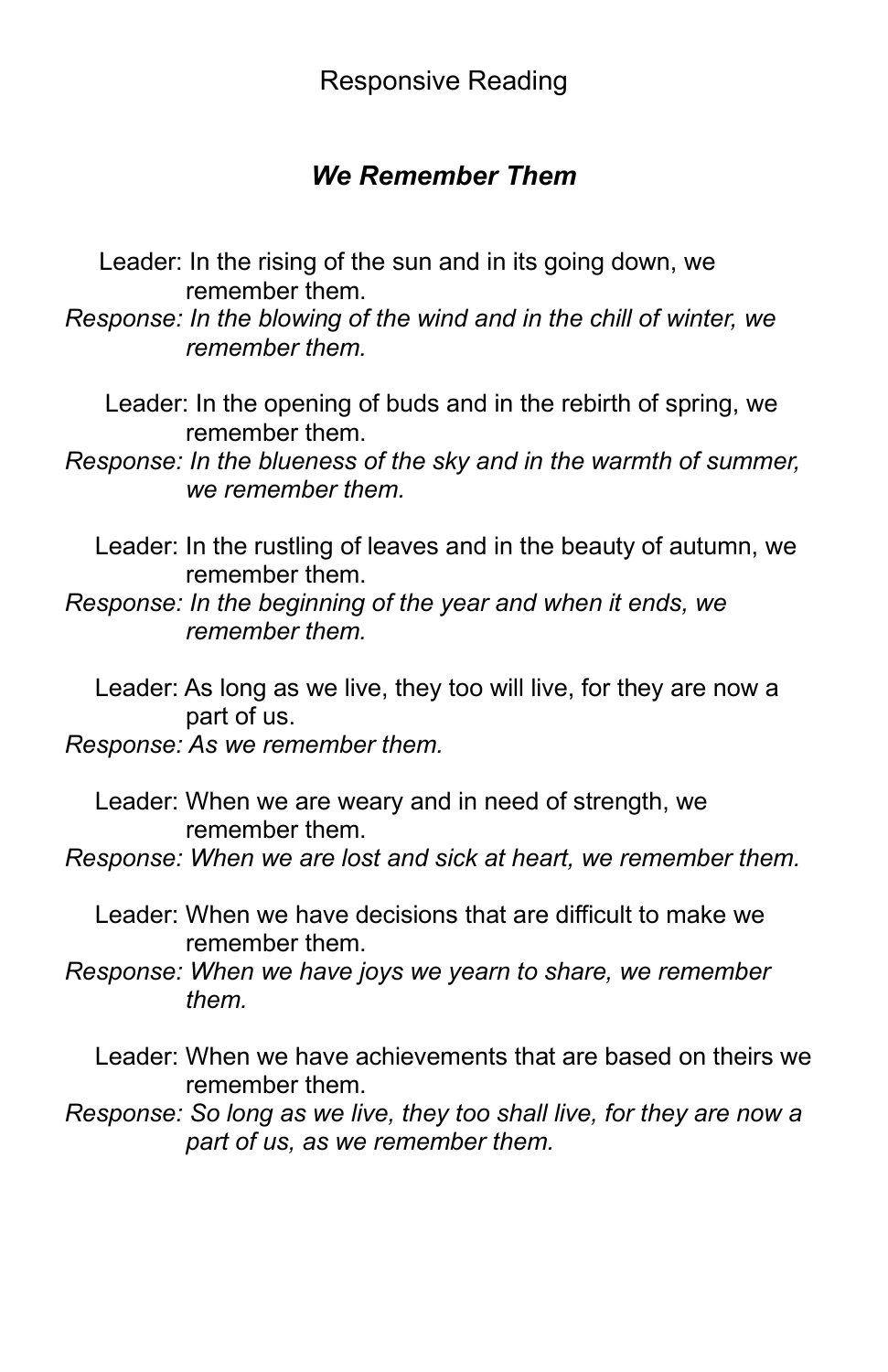Responsive Reading

## *We Remember Them*

Leader: In the rising of the sun and in its going down, we remember them.
*Response: In the blowing of the wind and in the chill of winter, we remember them.*

Leader: In the opening of buds and in the rebirth of spring, we remember them.
*Response: In the blueness of the sky and in the warmth of summer, we remember them.*

Leader: In the rustling of leaves and in the beauty of autumn, we remember them.
*Response: In the beginning of the year and when it ends, we remember them.*

Leader: As long as we live, they too will live, for they are now a part of us.
*Response: As we remember them.*

Leader: When we are weary and in need of strength, we remember them.
*Response: When we are lost and sick at heart, we remember them.*

Leader: When we have decisions that are difficult to make we remember them.
*Response: When we have joys we yearn to share, we remember them.*

Leader: When we have achievements that are based on theirs we remember them.
*Response: So long as we live, they too shall live, for they are now a part of us, as we remember them.*